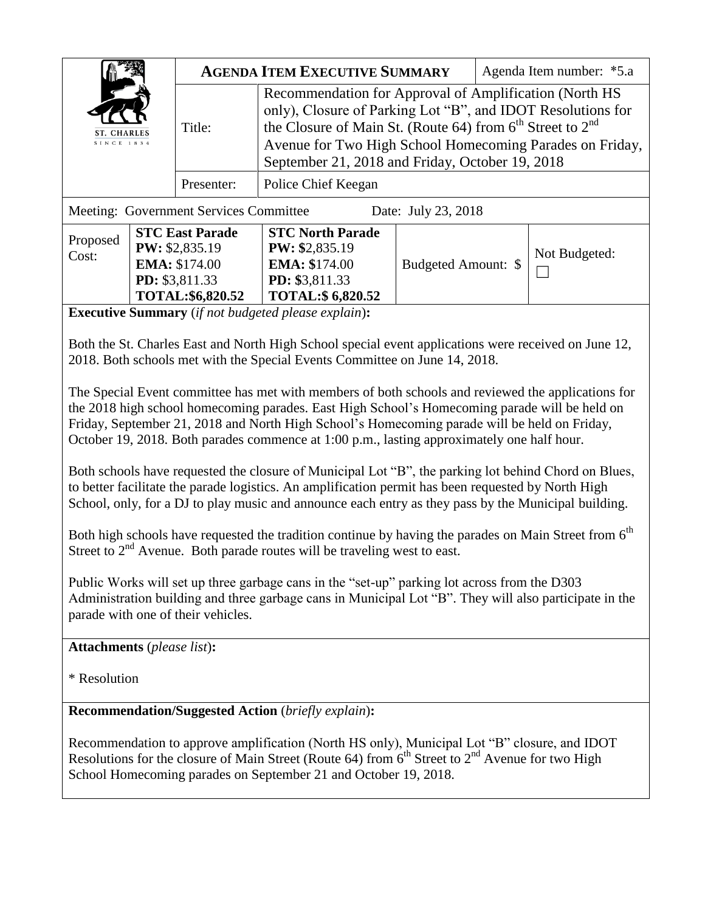| ST. CHARLES SINCE 1834 | **AGENDA ITEM EXECUTIVE SUMMARY** | | Agenda Item number: *5.a |
|---|---|---|---|
| | Title: | Recommendation for Approval of Amplification (North HS only), Closure of Parking Lot "B", and IDOT Resolutions for the Closure of Main St. (Route 64) from 6th Street to 2nd Avenue for Two High School Homecoming Parades on Friday, September 21, 2018 and Friday, October 19, 2018 | |
| | Presenter: | Police Chief Keegan | |

Meeting: Government Services Committee Date: July 23, 2018

| Proposed Cost: | **STC East Parade** **PW:** $2,835.19 **EMA:** $174.00 **PD:** $3,811.33 **TOTAL:$6,820.52** | **STC North Parade** **PW: $**2,835.19 **EMA: $**174.00 **PD: $**3,811.33 **TOTAL:$ 6,820.52** | Budgeted Amount: $ | Not Budgeted: ☐ |
|---|---|---|---|---|

**Executive Summary** (*if not budgeted please explain*)**:**

Both the St. Charles East and North High School special event applications were received on June 12, 2018. Both schools met with the Special Events Committee on June 14, 2018.

The Special Event committee has met with members of both schools and reviewed the applications for the 2018 high school homecoming parades. East High School's Homecoming parade will be held on Friday, September 21, 2018 and North High School's Homecoming parade will be held on Friday, October 19, 2018. Both parades commence at 1:00 p.m., lasting approximately one half hour.

Both schools have requested the closure of Municipal Lot "B", the parking lot behind Chord on Blues, to better facilitate the parade logistics. An amplification permit has been requested by North High School, only, for a DJ to play music and announce each entry as they pass by the Municipal building.

Both high schools have requested the tradition continue by having the parades on Main Street from 6th Street to 2nd Avenue. Both parade routes will be traveling west to east.

Public Works will set up three garbage cans in the "set-up" parking lot across from the D303 Administration building and three garbage cans in Municipal Lot "B". They will also participate in the parade with one of their vehicles.

**Attachments** (*please list*)**:**

* Resolution

**Recommendation/Suggested Action** (*briefly explain*)**:**

Recommendation to approve amplification (North HS only), Municipal Lot "B" closure, and IDOT Resolutions for the closure of Main Street (Route 64) from 6th Street to 2nd Avenue for two High School Homecoming parades on September 21 and October 19, 2018.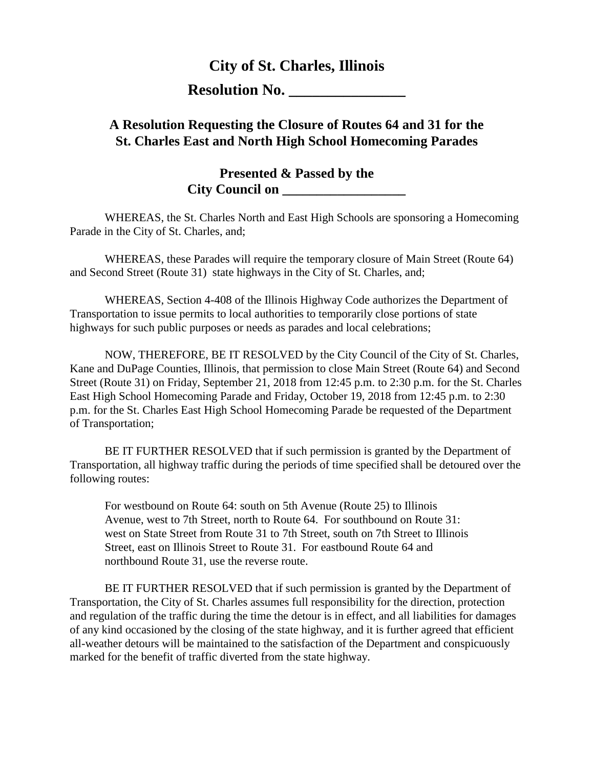# City of St. Charles, Illinois

## Resolution No. _______________

## A Resolution Requesting the Closure of Routes 64 and 31 for the St. Charles East and North High School Homecoming Parades

### Presented & Passed by the City Council on _________________

WHEREAS, the St. Charles North and East High Schools are sponsoring a Homecoming Parade in the City of St. Charles, and;

WHEREAS, these Parades will require the temporary closure of Main Street (Route 64) and Second Street (Route 31) state highways in the City of St. Charles, and;

WHEREAS, Section 4-408 of the Illinois Highway Code authorizes the Department of Transportation to issue permits to local authorities to temporarily close portions of state highways for such public purposes or needs as parades and local celebrations;

NOW, THEREFORE, BE IT RESOLVED by the City Council of the City of St. Charles, Kane and DuPage Counties, Illinois, that permission to close Main Street (Route 64) and Second Street (Route 31) on Friday, September 21, 2018 from 12:45 p.m. to 2:30 p.m. for the St. Charles East High School Homecoming Parade and Friday, October 19, 2018 from 12:45 p.m. to 2:30 p.m. for the St. Charles East High School Homecoming Parade be requested of the Department of Transportation;

BE IT FURTHER RESOLVED that if such permission is granted by the Department of Transportation, all highway traffic during the periods of time specified shall be detoured over the following routes:

> For westbound on Route 64: south on 5th Avenue (Route 25) to Illinois Avenue, west to 7th Street, north to Route 64. For southbound on Route 31: west on State Street from Route 31 to 7th Street, south on 7th Street to Illinois Street, east on Illinois Street to Route 31. For eastbound Route 64 and northbound Route 31, use the reverse route.

BE IT FURTHER RESOLVED that if such permission is granted by the Department of Transportation, the City of St. Charles assumes full responsibility for the direction, protection and regulation of the traffic during the time the detour is in effect, and all liabilities for damages of any kind occasioned by the closing of the state highway, and it is further agreed that efficient all-weather detours will be maintained to the satisfaction of the Department and conspicuously marked for the benefit of traffic diverted from the state highway.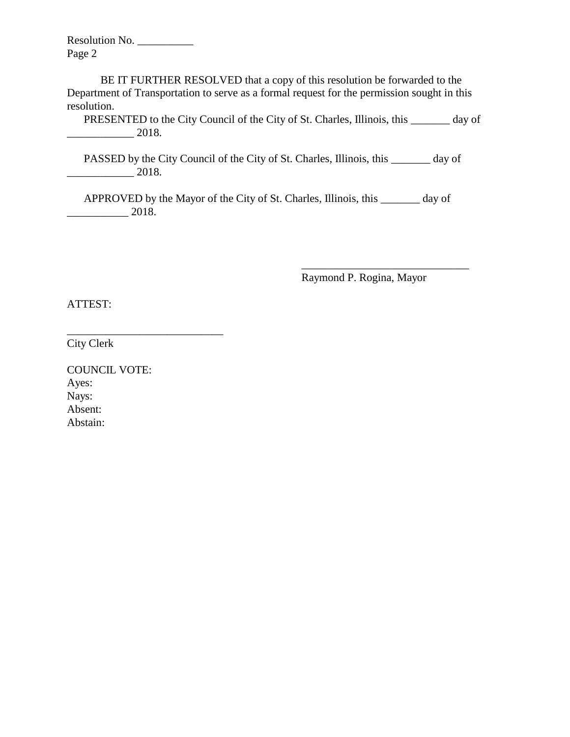BE IT FURTHER RESOLVED that a copy of this resolution be forwarded to the Department of Transportation to serve as a formal request for the permission sought in this resolution.

PRESENTED to the City Council of the City of St. Charles, Illinois, this _______ day of ____________ 2018.

PASSED by the City Council of the City of St. Charles, Illinois, this _______ day of ____________ 2018.

APPROVED by the Mayor of the City of St. Charles, Illinois, this _______ day of ___________ 2018.

_______________________________
Raymond P. Rogina, Mayor

ATTEST:

_____________________________
City Clerk

COUNCIL VOTE:
Ayes:
Nays:
Absent:
Abstain: